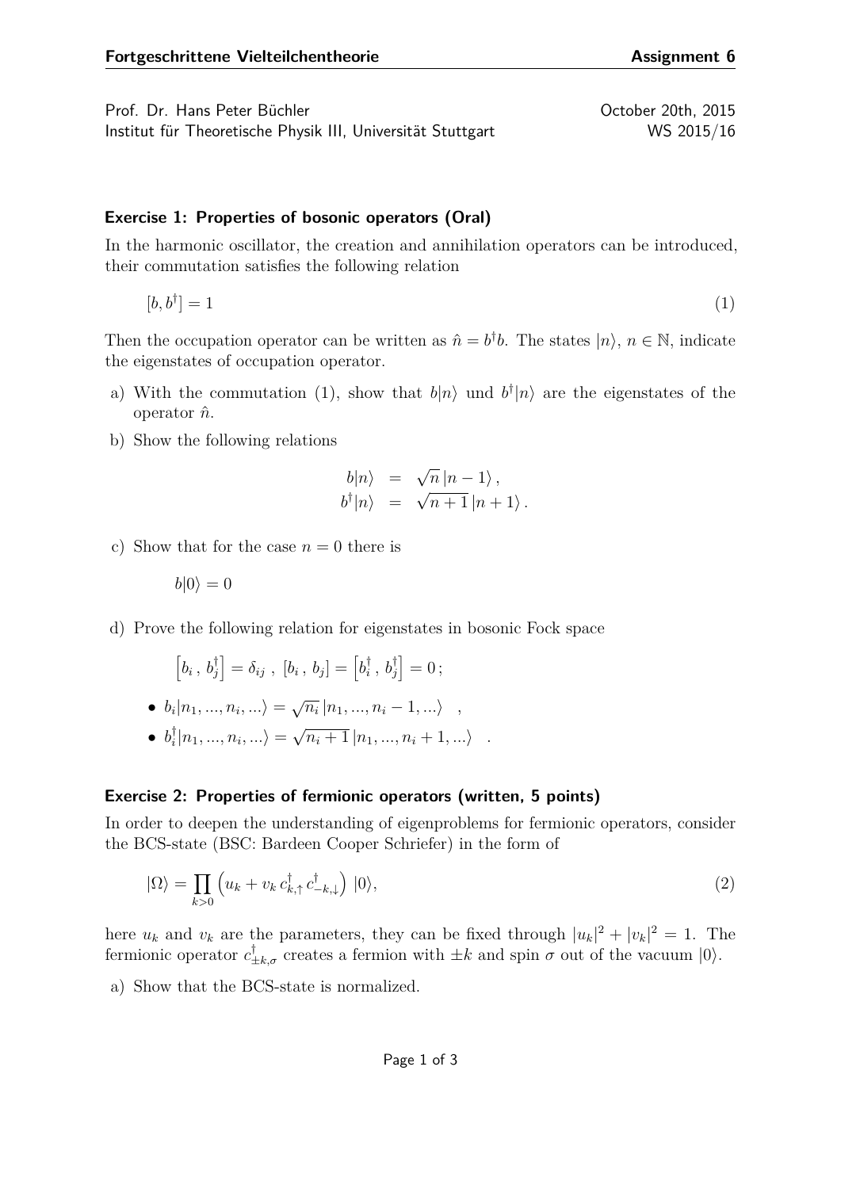**Fortgeschrittene Vielteilchentheorie** **Assignment 6**

Prof. Dr. Hans Peter Büchler — October 20th, 2015

Institut für Theoretische Physik III, Universität Stuttgart — WS 2015/16

### Exercise 1: Properties of bosonic operators (Oral)

In the harmonic oscillator, the creation and annihilation operators can be introduced, their commutation satisfies the following relation

$$[b, b^\dagger] = 1 \tag{1}$$

Then the occupation operator can be written as $\hat{n} = b^\dagger b$. The states $|n\rangle$, $n \in \mathbb{N}$, indicate the eigenstates of occupation operator.

a) With the commutation (1), show that $b|n\rangle$ und $b^\dagger|n\rangle$ are the eigenstates of the operator $\hat{n}$.

b) Show the following relations

$$\begin{aligned} b|n\rangle &= \sqrt{n}\,|n-1\rangle\,, \\ b^\dagger|n\rangle &= \sqrt{n+1}\,|n+1\rangle\,. \end{aligned}$$

c) Show that for the case $n = 0$ there is

$$b|0\rangle = 0$$

d) Prove the following relation for eigenstates in bosonic Fock space

$$\left[b_i\,,\,b_j^\dagger\right] = \delta_{ij}\ ,\ \left[b_i\,,\,b_j\right] = \left[b_i^\dagger\,,\,b_j^\dagger\right] = 0\,;$$

- $b_i|n_1, ..., n_i, ...\rangle = \sqrt{n_i}\,|n_1, ..., n_i - 1, ...\rangle$ ,
- $b_i^\dagger|n_1, ..., n_i, ...\rangle = \sqrt{n_i + 1}\,|n_1, ..., n_i + 1, ...\rangle$ .

### Exercise 2: Properties of fermionic operators (written, 5 points)

In order to deepen the understanding of eigenproblems for fermionic operators, consider the BCS-state (BSC: Bardeen Cooper Schriefer) in the form of

$$|\Omega\rangle = \prod_{k>0}\left(u_k + v_k\, c_{k,\uparrow}^\dagger\, c_{-k,\downarrow}^\dagger\right)|0\rangle, \tag{2}$$

here $u_k$ and $v_k$ are the parameters, they can be fixed through $|u_k|^2 + |v_k|^2 = 1$. The fermionic operator $c_{\pm k,\sigma}^\dagger$ creates a fermion with $\pm k$ and spin $\sigma$ out of the vacuum $|0\rangle$.

a) Show that the BCS-state is normalized.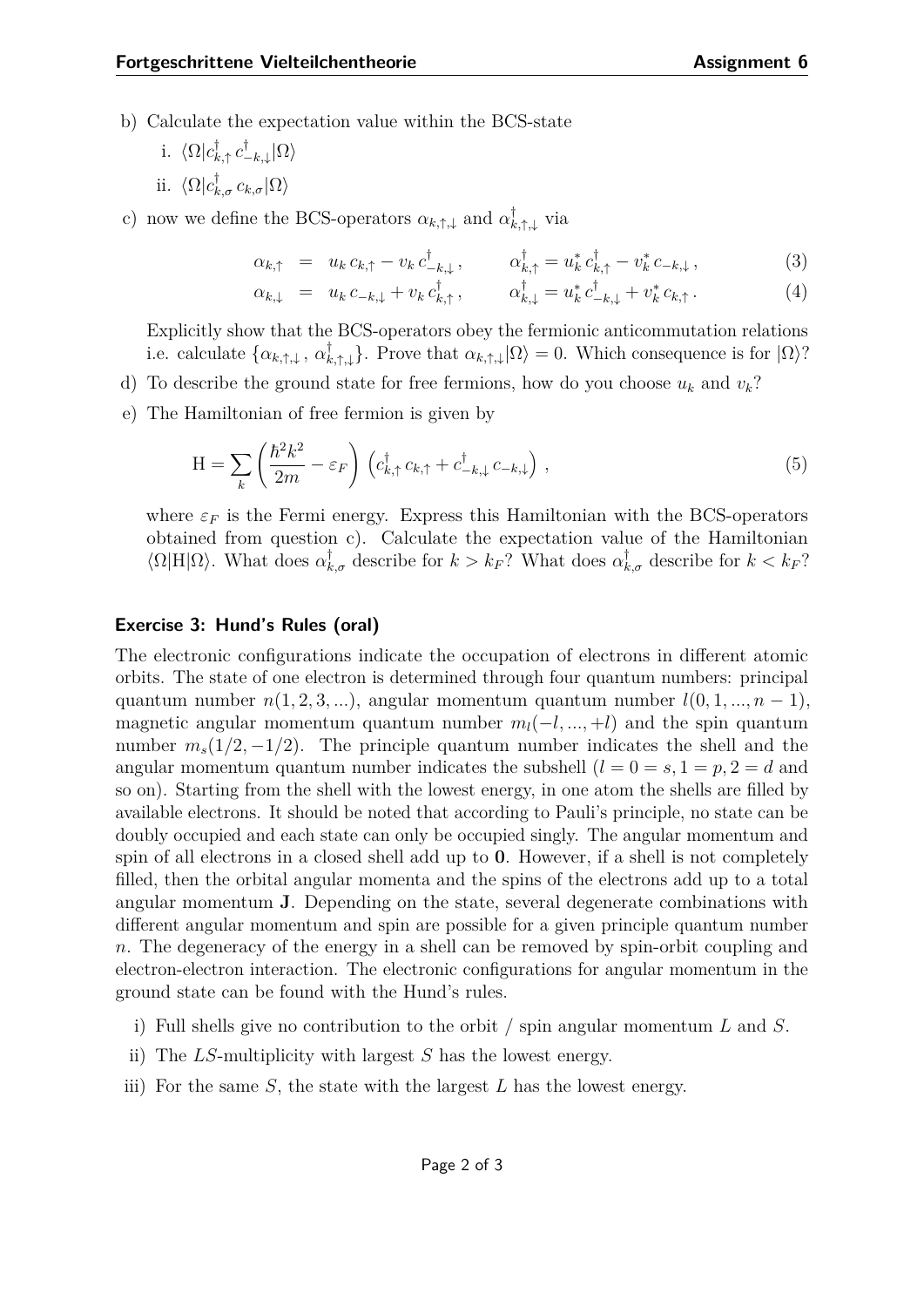b) Calculate the expectation value within the BCS-state

   i. $\langle\Omega|c^\dagger_{k,\uparrow}\, c^\dagger_{-k,\downarrow}|\Omega\rangle$

   ii. $\langle\Omega|c^\dagger_{k,\sigma}\, c_{k,\sigma}|\Omega\rangle$

c) now we define the BCS-operators $\alpha_{k,\uparrow,\downarrow}$ and $\alpha^\dagger_{k,\uparrow,\downarrow}$ via

$$\alpha_{k,\uparrow} \;=\; u_k\, c_{k,\uparrow} - v_k\, c^\dagger_{-k,\downarrow}\,, \qquad \alpha^\dagger_{k,\uparrow} = u^*_k\, c^\dagger_{k,\uparrow} - v^*_k\, c_{-k,\downarrow}\,, \tag{3}$$

$$\alpha_{k,\downarrow} \;=\; u_k\, c_{-k,\downarrow} + v_k\, c^\dagger_{k,\uparrow}\,, \qquad \alpha^\dagger_{k,\downarrow} = u^*_k\, c^\dagger_{-k,\downarrow} + v^*_k\, c_{k,\uparrow}\,. \tag{4}$$

Explicitly show that the BCS-operators obey the fermionic anticommutation relations i.e. calculate $\{\alpha_{k,\uparrow,\downarrow}\,,\,\alpha^\dagger_{k,\uparrow,\downarrow}\}$. Prove that $\alpha_{k,\uparrow,\downarrow}|\Omega\rangle = 0$. Which consequence is for $|\Omega\rangle$?

d) To describe the ground state for free fermions, how do you choose $u_k$ and $v_k$?

e) The Hamiltonian of free fermion is given by

$$\mathrm{H} = \sum_k \left(\frac{\hbar^2 k^2}{2m} - \varepsilon_F\right)\left(c^\dagger_{k,\uparrow}\, c_{k,\uparrow} + c^\dagger_{-k,\downarrow}\, c_{-k,\downarrow}\right)\,, \tag{5}$$

where $\varepsilon_F$ is the Fermi energy. Express this Hamiltonian with the BCS-operators obtained from question c). Calculate the expectation value of the Hamiltonian $\langle\Omega|\mathrm{H}|\Omega\rangle$. What does $\alpha^\dagger_{k,\sigma}$ describe for $k > k_F$? What does $\alpha^\dagger_{k,\sigma}$ describe for $k < k_F$?

### Exercise 3: Hund's Rules (oral)

The electronic configurations indicate the occupation of electrons in different atomic orbits. The state of one electron is determined through four quantum numbers: principal quantum number $n(1, 2, 3, ...)$, angular momentum quantum number $l(0, 1, ..., n-1)$, magnetic angular momentum quantum number $m_l(-l, ..., +l)$ and the spin quantum number $m_s(1/2, -1/2)$. The principle quantum number indicates the shell and the angular momentum quantum number indicates the subshell ($l = 0 = s, 1 = p, 2 = d$ and so on). Starting from the shell with the lowest energy, in one atom the shells are filled by available electrons. It should be noted that according to Pauli's principle, no state can be doubly occupied and each state can only be occupied singly. The angular momentum and spin of all electrons in a closed shell add up to **0**. However, if a shell is not completely filled, then the orbital angular momenta and the spins of the electrons add up to a total angular momentum **J**. Depending on the state, several degenerate combinations with different angular momentum and spin are possible for a given principle quantum number $n$. The degeneracy of the energy in a shell can be removed by spin-orbit coupling and electron-electron interaction. The electronic configurations for angular momentum in the ground state can be found with the Hund's rules.

i) Full shells give no contribution to the orbit / spin angular momentum $L$ and $S$.

ii) The $LS$-multiplicity with largest $S$ has the lowest energy.

iii) For the same $S$, the state with the largest $L$ has the lowest energy.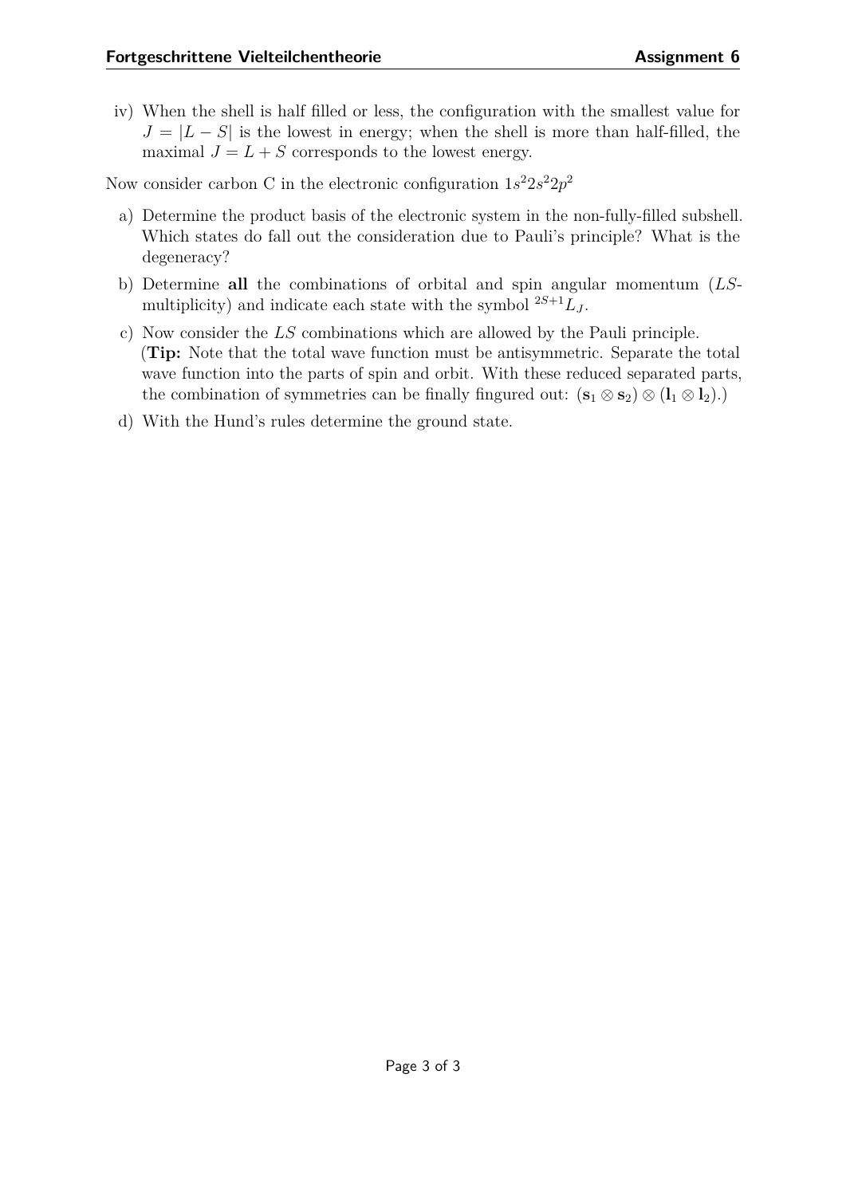iv) When the shell is half filled or less, the configuration with the smallest value for $J = |L - S|$ is the lowest in energy; when the shell is more than half-filled, the maximal $J = L + S$ corresponds to the lowest energy.

Now consider carbon C in the electronic configuration $1s^2 2s^2 2p^2$

a) Determine the product basis of the electronic system in the non-fully-filled subshell. Which states do fall out the consideration due to Pauli's principle? What is the degeneracy?

b) Determine **all** the combinations of orbital and spin angular momentum ($LS$-multiplicity) and indicate each state with the symbol ${}^{2S+1}L_J$.

c) Now consider the $LS$ combinations which are allowed by the Pauli principle. (**Tip:** Note that the total wave function must be antisymmetric. Separate the total wave function into the parts of spin and orbit. With these reduced separated parts, the combination of symmetries can be finally fingured out: $(\mathbf{s}_1 \otimes \mathbf{s}_2) \otimes (\mathbf{l}_1 \otimes \mathbf{l}_2)$.)

d) With the Hund's rules determine the ground state.